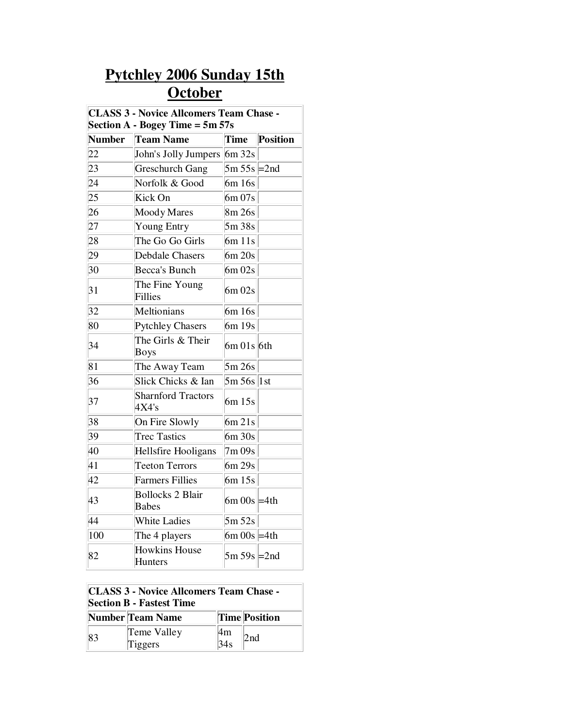# Pytchley 2006 Sunday 15th October

| CLASS 3 - Novice Allcomers Team Chase - Section A - Bogey Time = 5m 57s | | | |
|---|---|---|---|
| **Number** | **Team Name** | **Time** | **Position** |
| 22 | John's Jolly Jumpers | 6m 32s | |
| 23 | Greschurch Gang | 5m 55s | =2nd |
| 24 | Norfolk & Good | 6m 16s | |
| 25 | Kick On | 6m 07s | |
| 26 | Moody Mares | 8m 26s | |
| 27 | Young Entry | 5m 38s | |
| 28 | The Go Go Girls | 6m 11s | |
| 29 | Debdale Chasers | 6m 20s | |
| 30 | Becca's Bunch | 6m 02s | |
| 31 | The Fine Young Fillies | 6m 02s | |
| 32 | Meltionians | 6m 16s | |
| 80 | Pytchley Chasers | 6m 19s | |
| 34 | The Girls & Their Boys | 6m 01s | 6th |
| 81 | The Away Team | 5m 26s | |
| 36 | Slick Chicks & Ian | 5m 56s | 1st |
| 37 | Sharnford Tractors 4X4's | 6m 15s | |
| 38 | On Fire Slowly | 6m 21s | |
| 39 | Trec Tastics | 6m 30s | |
| 40 | Hellsfire Hooligans | 7m 09s | |
| 41 | Teeton Terrors | 6m 29s | |
| 42 | Farmers Fillies | 6m 15s | |
| 43 | Bollocks 2 Blair Babes | 6m 00s | =4th |
| 44 | White Ladies | 5m 52s | |
| 100 | The 4 players | 6m 00s | =4th |
| 82 | Howkins House Hunters | 5m 59s | =2nd |

| CLASS 3 - Novice Allcomers Team Chase - Section B - Fastest Time | | | |
|---|---|---|---|
| **Number** | **Team Name** | **Time** | **Position** |
| 83 | Teme Valley Tiggers | 4m 34s | 2nd |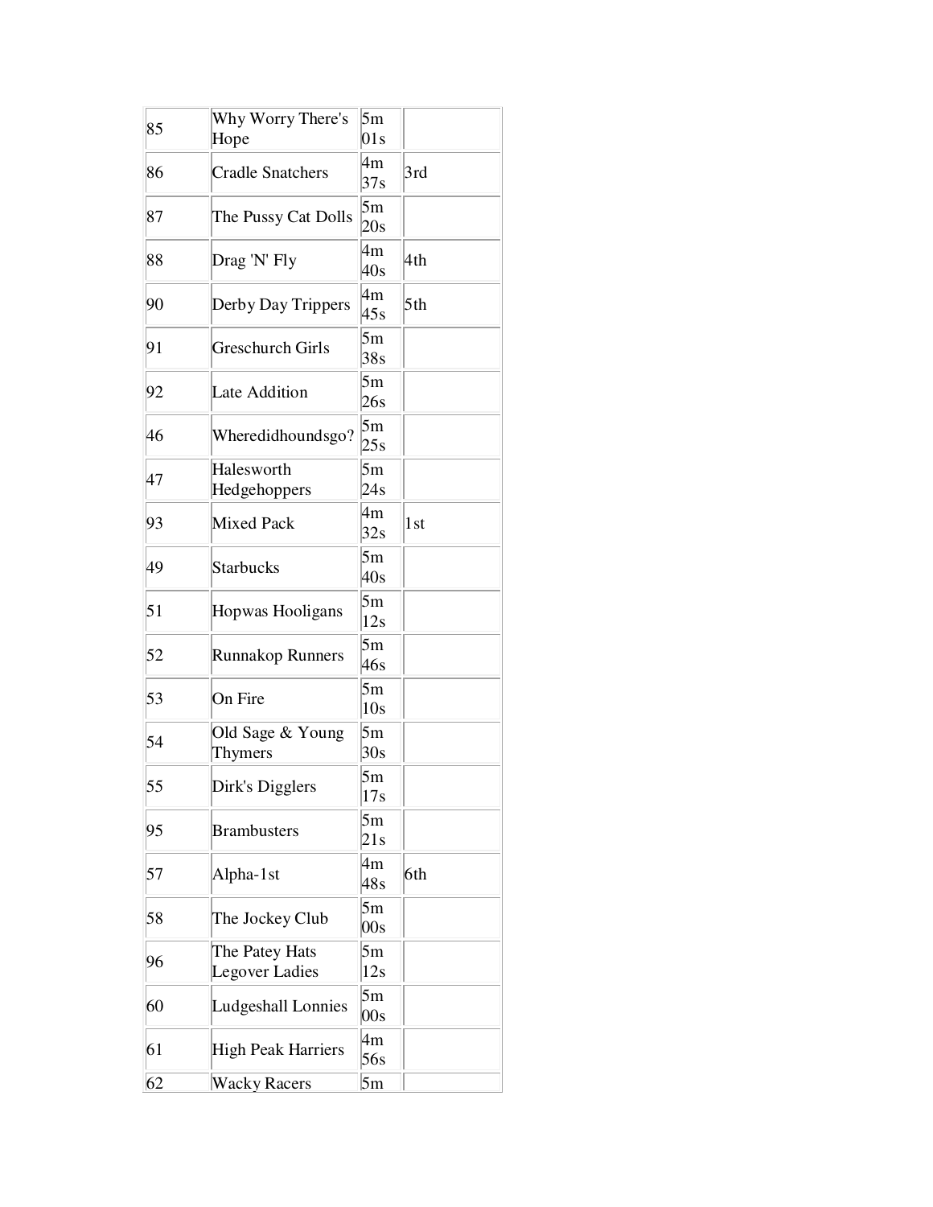| | | | |
|---|---|---|---|
| 85 | Why Worry There's Hope | 5m 01s | |
| 86 | Cradle Snatchers | 4m 37s | 3rd |
| 87 | The Pussy Cat Dolls | 5m 20s | |
| 88 | Drag 'N' Fly | 4m 40s | 4th |
| 90 | Derby Day Trippers | 4m 45s | 5th |
| 91 | Greschurch Girls | 5m 38s | |
| 92 | Late Addition | 5m 26s | |
| 46 | Wheredidhoundsgo? | 5m 25s | |
| 47 | Halesworth Hedgehoppers | 5m 24s | |
| 93 | Mixed Pack | 4m 32s | 1st |
| 49 | Starbucks | 5m 40s | |
| 51 | Hopwas Hooligans | 5m 12s | |
| 52 | Runnakop Runners | 5m 46s | |
| 53 | On Fire | 5m 10s | |
| 54 | Old Sage & Young Thymers | 5m 30s | |
| 55 | Dirk's Digglers | 5m 17s | |
| 95 | Brambusters | 5m 21s | |
| 57 | Alpha-1st | 4m 48s | 6th |
| 58 | The Jockey Club | 5m 00s | |
| 96 | The Patey Hats Legover Ladies | 5m 12s | |
| 60 | Ludgeshall Lonnies | 5m 00s | |
| 61 | High Peak Harriers | 4m 56s | |
| 62 | Wacky Racers | 5m | |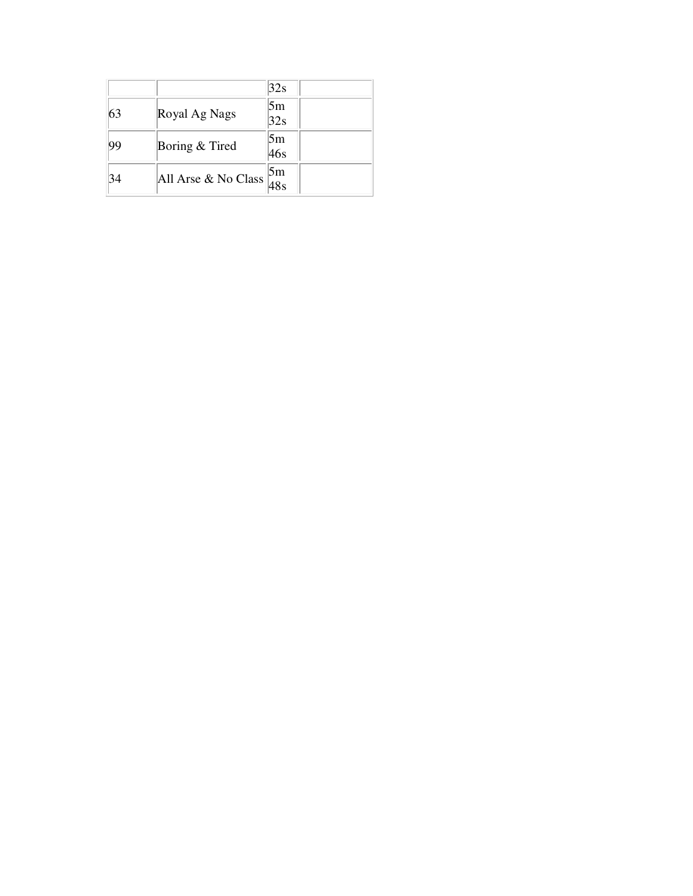|  |  | 32s |  |
|---|---|---|---|
| 63 | Royal Ag Nags | 5m 32s |  |
| 99 | Boring & Tired | 5m 46s |  |
| 34 | All Arse & No Class | 5m 48s |  |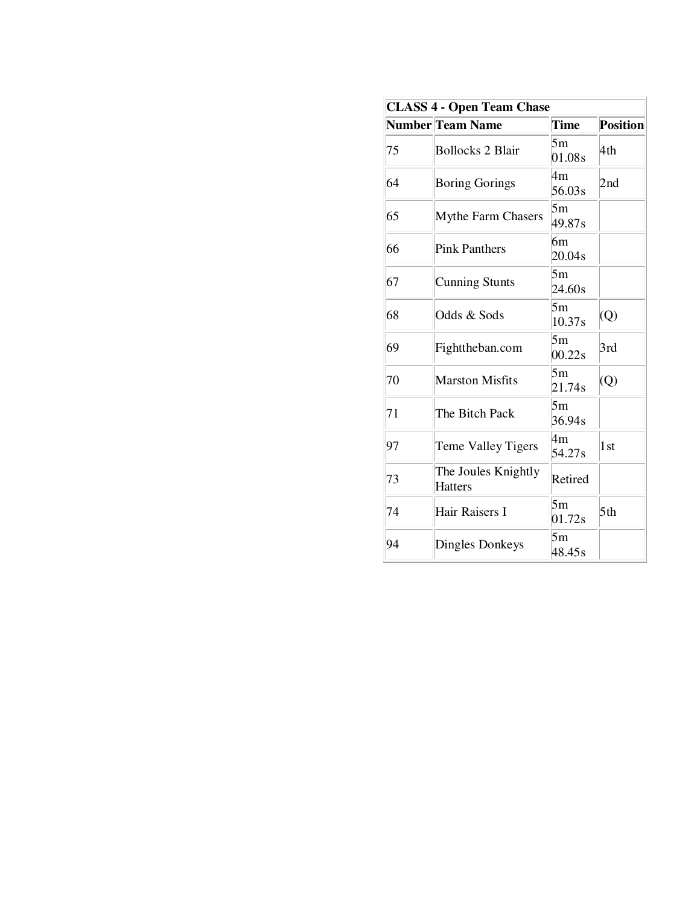| CLASS 4 - Open Team Chase | | | |
|---|---|---|---|
| **Number** | **Team Name** | **Time** | **Position** |
| 75 | Bollocks 2 Blair | 5m 01.08s | 4th |
| 64 | Boring Gorings | 4m 56.03s | 2nd |
| 65 | Mythe Farm Chasers | 5m 49.87s | |
| 66 | Pink Panthers | 6m 20.04s | |
| 67 | Cunning Stunts | 5m 24.60s | |
| 68 | Odds & Sods | 5m 10.37s | (Q) |
| 69 | Fighttheban.com | 5m 00.22s | 3rd |
| 70 | Marston Misfits | 5m 21.74s | (Q) |
| 71 | The Bitch Pack | 5m 36.94s | |
| 97 | Teme Valley Tigers | 4m 54.27s | 1st |
| 73 | The Joules Knightly Hatters | Retired | |
| 74 | Hair Raisers I | 5m 01.72s | 5th |
| 94 | Dingles Donkeys | 5m 48.45s | |